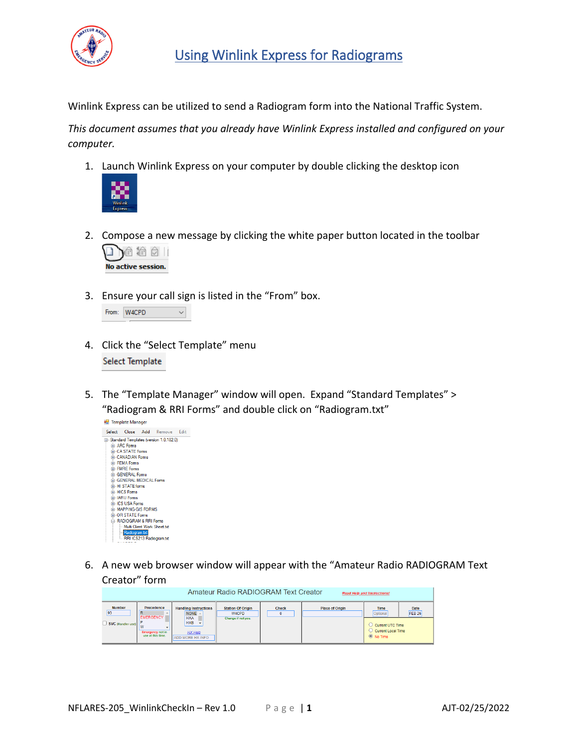# Using Winlink Express for Radiograms

Winlink Express can be utilized to send a Radiogram form into the National Traffic System.

*This document assumes that you already have Winlink Express installed and configured on your computer.*

1. Launch Winlink Express on your computer by double clicking the desktop icon
2. Compose a new message by clicking the white paper button located in the toolbar
3. Ensure your call sign is listed in the "From" box.
4. Click the "Select Template" menu
5. The "Template Manager" window will open. Expand "Standard Templates" > "Radiogram & RRI Forms" and double click on "Radiogram.txt"
6. A new web browser window will appear with the "Amateur Radio RADIOGRAM Text Creator" form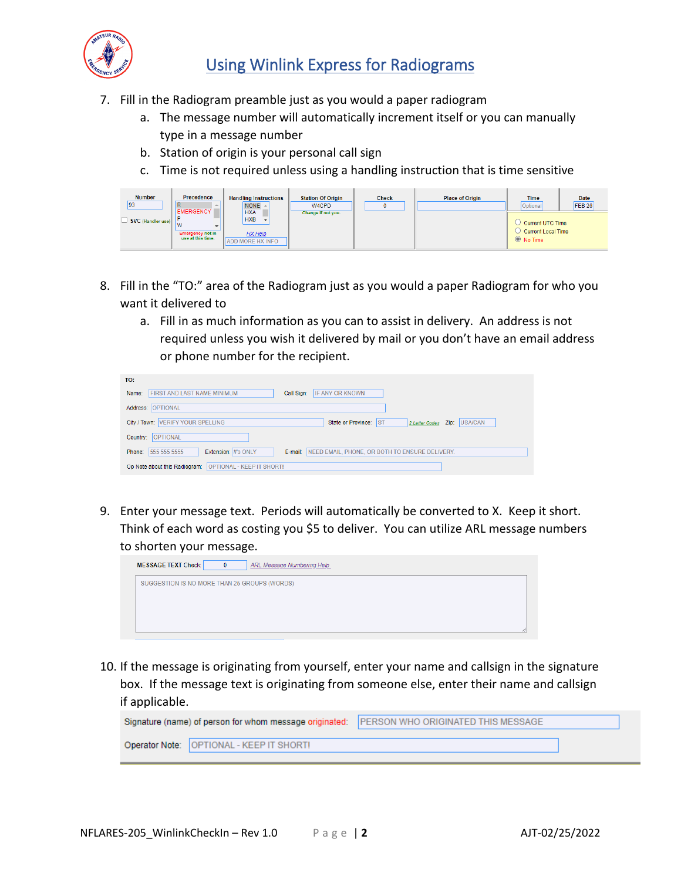7. Fill in the Radiogram preamble just as you would a paper radiogram
   a. The message number will automatically increment itself or you can manually type in a message number
   b. Station of origin is your personal call sign
   c. Time is not required unless using a handling instruction that is time sensitive

| Number | Precedence | Handling Instructions | Station Of Origin | Check | Place of Origin | Time | Date |
|---|---|---|---|---|---|---|---|
| 93 | R / EMERGENCY / P / W | NONE / HXA / HXB | W4CPD | 0 | | Optional | FEB 26 |
| SVC (Handler use) | Emergency not in use at this time. | HX Help / ADD MORE HX INFO | Change if not you. | | | Current UTC Time / Current Local Time / No Time | |

8. Fill in the "TO:" area of the Radiogram just as you would a paper Radiogram for who you want it delivered to
   a. Fill in as much information as you can to assist in delivery. An address is not required unless you wish it delivered by mail or you don't have an email address or phone number for the recipient.

TO:

Name: FIRST AND LAST NAME MINIMUM    Call Sign: IF ANY OR KNOWN

Address: OPTIONAL

City / Town: VERIFY YOUR SPELLING    State or Province: ST  2 Letter Codes  Zip: USA/CAN

Country: OPTIONAL

Phone: 555 555 5555    Extension: #'s ONLY    E-mail: NEED EMAIL, PHONE, OR BOTH TO ENSURE DELIVERY.

Op Note about this Radiogram: OPTIONAL - KEEP IT SHORT!

9. Enter your message text. Periods will automatically be converted to X. Keep it short. Think of each word as costing you $5 to deliver. You can utilize ARL message numbers to shorten your message.

MESSAGE TEXT Check: 0    ARL Message Numbering Help

SUGGESTION IS NO MORE THAN 25 GROUPS (WORDS)

10. If the message is originating from yourself, enter your name and callsign in the signature box. If the message text is originating from someone else, enter their name and callsign if applicable.

Signature (name) of person for whom message originated: PERSON WHO ORIGINATED THIS MESSAGE

Operator Note: OPTIONAL - KEEP IT SHORT!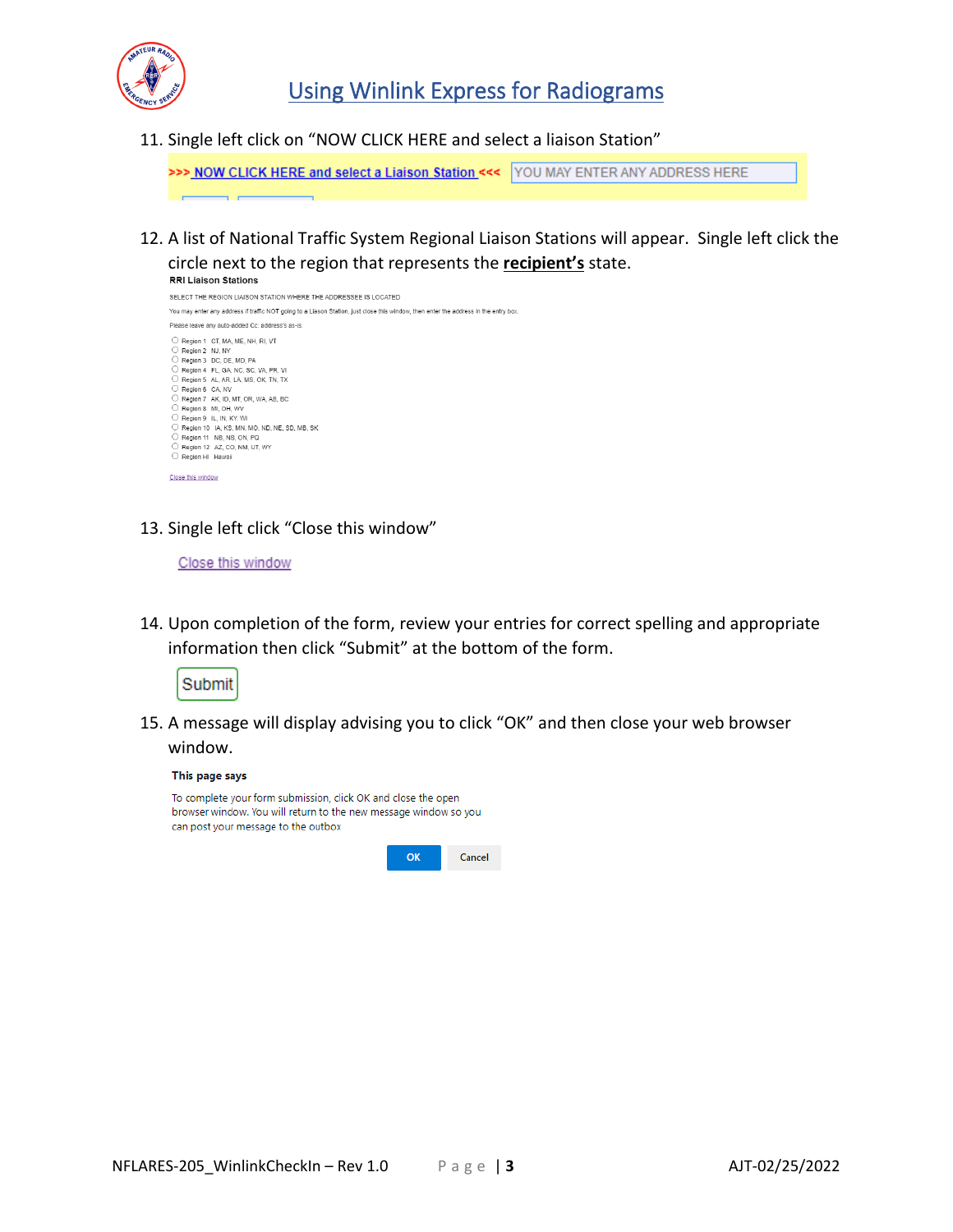11. Single left click on “NOW CLICK HERE and select a liaison Station”

    >>> NOW CLICK HERE and select a Liaison Station <<< YOU MAY ENTER ANY ADDRESS HERE

12. A list of National Traffic System Regional Liaison Stations will appear. Single left click the circle next to the region that represents the **recipient’s** state.

    **RRI Liaison Stations**

    SELECT THE REGION LIAISON STATION WHERE THE ADDRESSEE IS LOCATED

    You may enter any address if traffic NOT going to a Liason Station, just close this window, then enter the address in the entry box.

    Please leave any auto-added Cc: address's as-is.

    - Region 1 CT, MA, ME, NH, RI, VT
    - Region 2 NJ, NY
    - Region 3 DC, DE, MD, PA
    - Region 4 FL, GA, NC, SC, VA, PR, VI
    - Region 5 AL, AR, LA, MS, OK, TN, TX
    - Region 6 CA, NV
    - Region 7 AK, ID, MT, OR, WA, AB, BC
    - Region 8 MI, OH, WV
    - Region 9 IL, IN, KY, WI
    - Region 10 IA, KS, MN, MO, ND, NE, SD, MB, SK
    - Region 11 NB, NS, ON, PQ
    - Region 12 AZ, CO, NM, UT, WY
    - Region HI Hawaii

    Close this window

13. Single left click “Close this window”

    Close this window

14. Upon completion of the form, review your entries for correct spelling and appropriate information then click “Submit” at the bottom of the form.

    Submit

15. A message will display advising you to click “OK” and then close your web browser window.

    **This page says**

    To complete your form submission, click OK and close the open browser window. You will return to the new message window so you can post your message to the outbox

    OK Cancel

NFLARES-205_WinlinkCheckIn – Rev 1.0 AJT-02/25/2022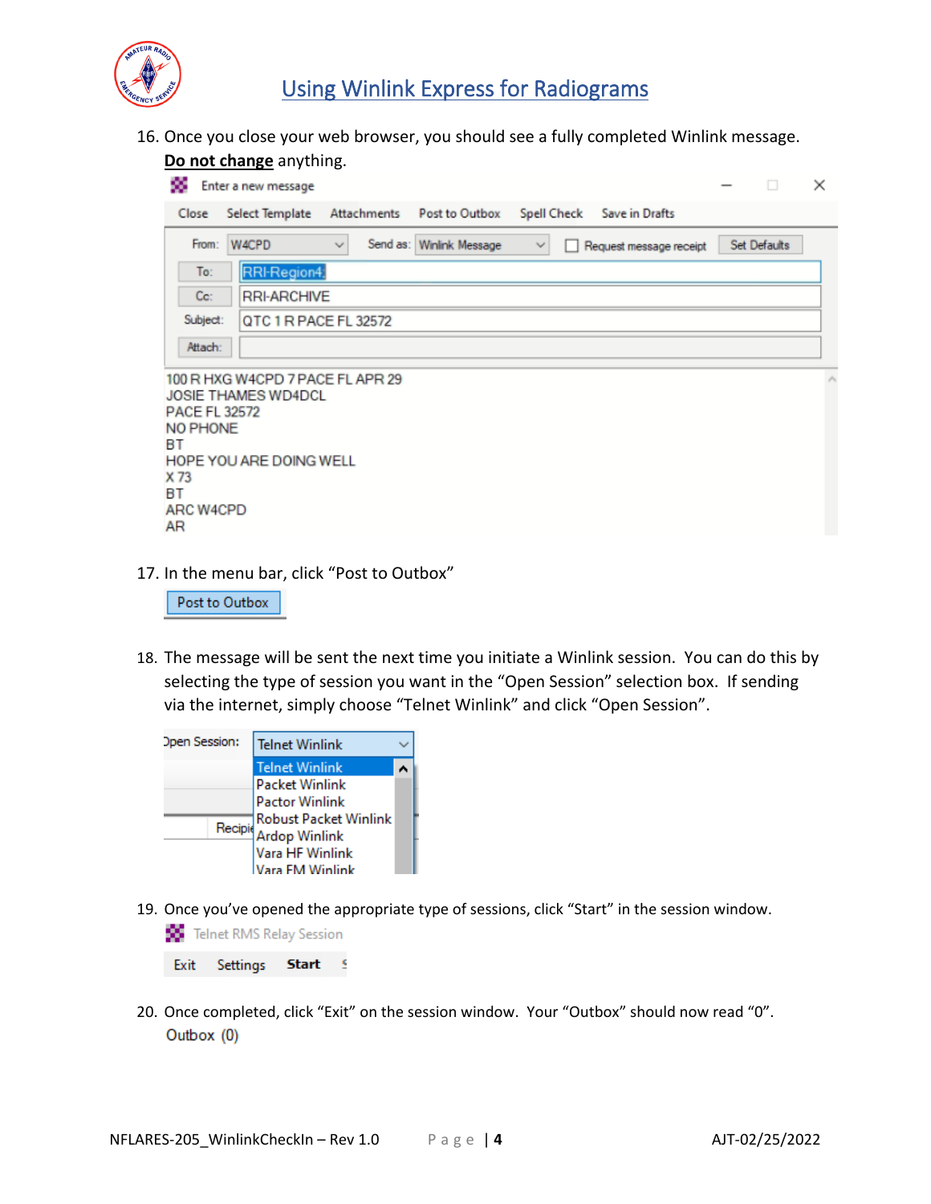16. Once you close your web browser, you should see a fully completed Winlink message. **Do not change** anything.

```
100 R HXG W4CPD 7 PACE FL APR 29
JOSIE THAMES WD4DCL
PACE FL 32572
NO PHONE
BT
HOPE YOU ARE DOING WELL
X 73
BT
ARC W4CPD
AR
```

17. In the menu bar, click "Post to Outbox"

18. The message will be sent the next time you initiate a Winlink session. You can do this by selecting the type of session you want in the "Open Session" selection box. If sending via the internet, simply choose "Telnet Winlink" and click "Open Session".

19. Once you've opened the appropriate type of sessions, click "Start" in the session window.

20. Once completed, click "Exit" on the session window. Your "Outbox" should now read "0".